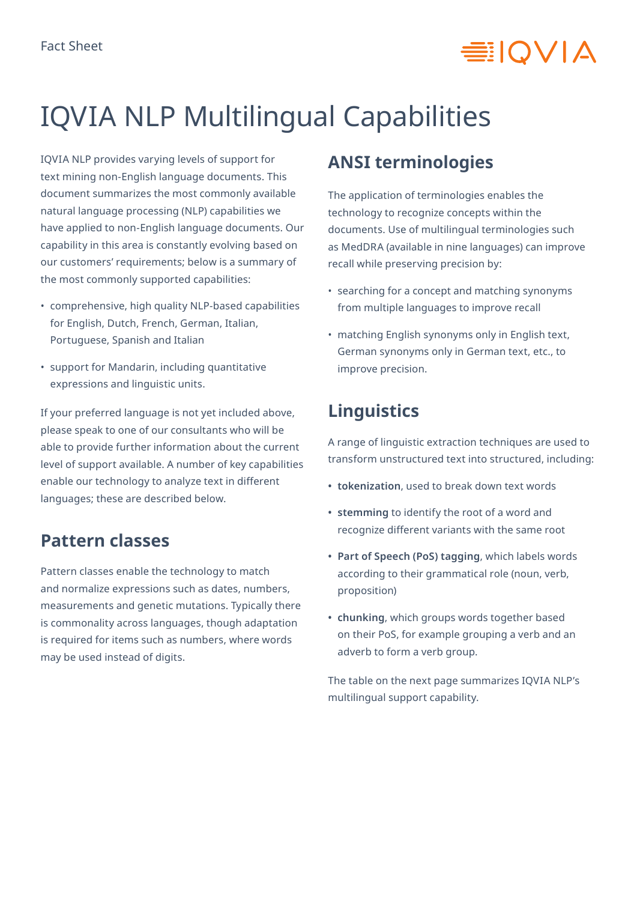Fact Sheet

# IQVIA NLP Multilingual Capabilities

IQVIA NLP provides varying levels of support for text mining non-English language documents. This document summarizes the most commonly available natural language processing (NLP) capabilities we have applied to non-English language documents. Our capability in this area is constantly evolving based on our customers' requirements; below is a summary of the most commonly supported capabilities:

- comprehensive, high quality NLP-based capabilities for English, Dutch, French, German, Italian, Portuguese, Spanish and Italian
- support for Mandarin, including quantitative expressions and linguistic units.

If your preferred language is not yet included above, please speak to one of our consultants who will be able to provide further information about the current level of support available. A number of key capabilities enable our technology to analyze text in different languages; these are described below.

## Pattern classes

Pattern classes enable the technology to match and normalize expressions such as dates, numbers, measurements and genetic mutations. Typically there is commonality across languages, though adaptation is required for items such as numbers, where words may be used instead of digits.

## ANSI terminologies

The application of terminologies enables the technology to recognize concepts within the documents. Use of multilingual terminologies such as MedDRA (available in nine languages) can improve recall while preserving precision by:

- searching for a concept and matching synonyms from multiple languages to improve recall
- matching English synonyms only in English text, German synonyms only in German text, etc., to improve precision.

## Linguistics

A range of linguistic extraction techniques are used to transform unstructured text into structured, including:

- **tokenization**, used to break down text words
- **stemming** to identify the root of a word and recognize different variants with the same root
- **Part of Speech (PoS) tagging**, which labels words according to their grammatical role (noun, verb, proposition)
- **chunking**, which groups words together based on their PoS, for example grouping a verb and an adverb to form a verb group.

The table on the next page summarizes IQVIA NLP's multilingual support capability.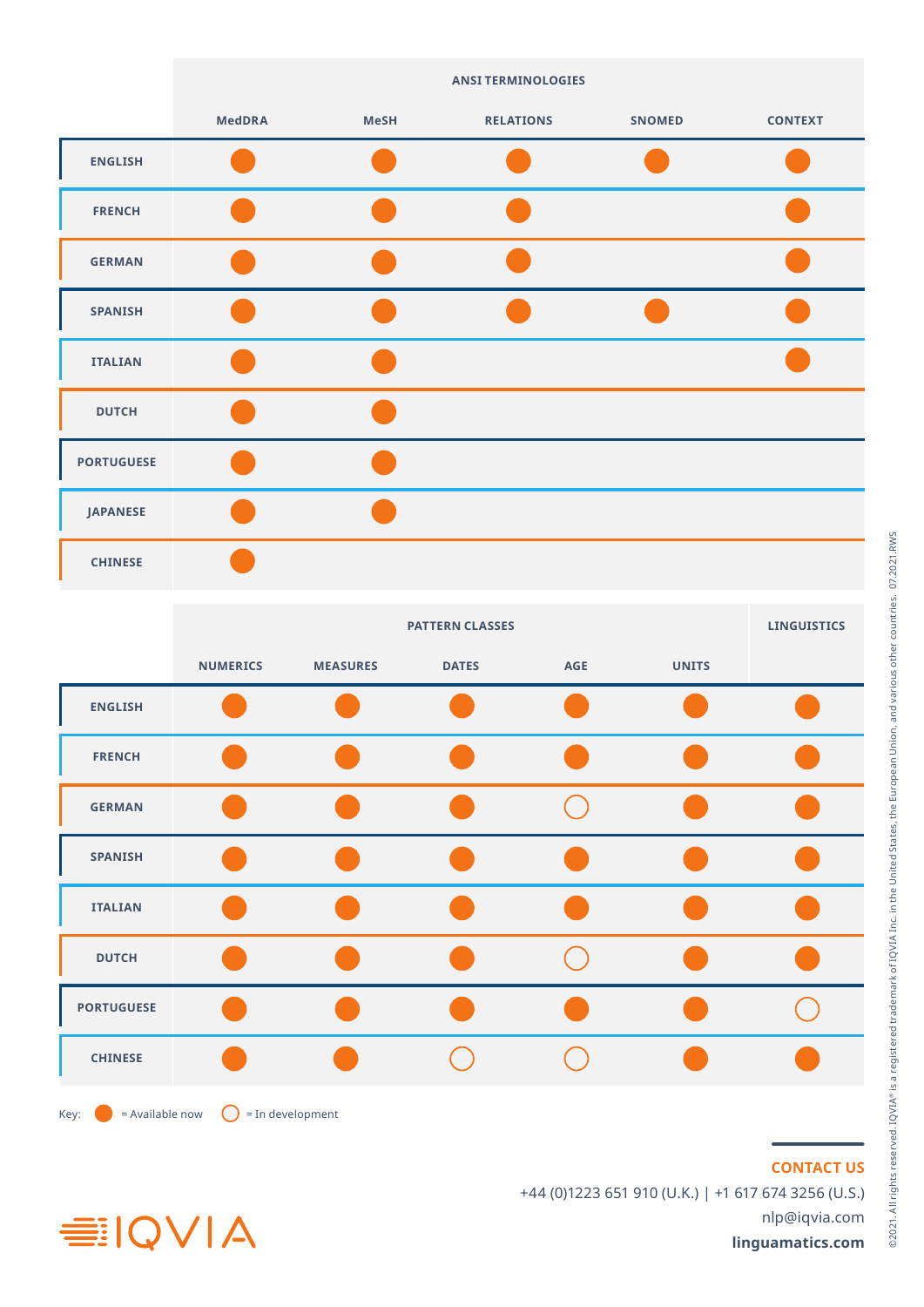| | ANSI TERMINOLOGIES | | | | |
|---|---|---|---|---|---|
| | MedDRA | MeSH | RELATIONS | SNOMED | CONTEXT |
| ENGLISH | ● | ● | ● | ● | ● |
| FRENCH | ● | ● | ● | | ● |
| GERMAN | ● | ● | ● | | ● |
| SPANISH | ● | ● | ● | ● | ● |
| ITALIAN | ● | ● | | | ● |
| DUTCH | ● | ● | | | |
| PORTUGUESE | ● | ● | | | |
| JAPANESE | ● | ● | | | |
| CHINESE | ● | | | | |

| | PATTERN CLASSES | | | | | LINGUISTICS |
|---|---|---|---|---|---|---|
| | NUMERICS | MEASURES | DATES | AGE | UNITS | |
| ENGLISH | ● | ● | ● | ● | ● | ● |
| FRENCH | ● | ● | ● | ● | ● | ● |
| GERMAN | ● | ● | ● | ○ | ● | ● |
| SPANISH | ● | ● | ● | ● | ● | ● |
| ITALIAN | ● | ● | ● | ● | ● | ● |
| DUTCH | ● | ● | ● | ○ | ● | ● |
| PORTUGUESE | ● | ● | ● | ● | ● | ○ |
| CHINESE | ● | ● | ○ | ○ | ● | ● |

Key: ● = Available now ○ = In development

**CONTACT US**

+44 (0)1223 651 910 (U.K.) | +1 617 674 3256 (U.S.)

nlp@iqvia.com

**linguamatics.com**

IQVIA

©2021. All rights reserved. IQVIA® is a registered trademark of IQVIA Inc. in the United States, the European Union, and various other countries. 07.2021.RWS